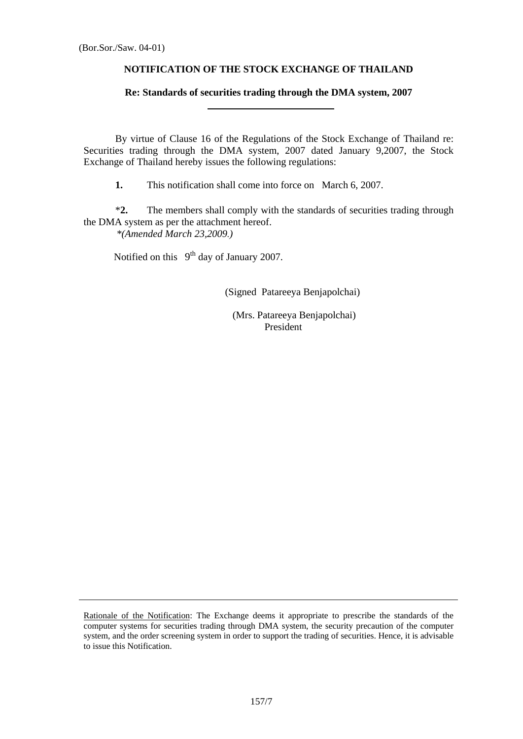(Bor.Sor./Saw. 04-01)

# NOTIFICATION OF THE STOCK EXCHANGE OF THAILAND

## Re: Standards of securities trading through the DMA system, 2007

By virtue of Clause 16 of the Regulations of the Stock Exchange of Thailand re: Securities trading through the DMA system, 2007 dated January 9,2007, the Stock Exchange of Thailand hereby issues the following regulations:

**1.** This notification shall come into force on March 6, 2007.

\***2.** The members shall comply with the standards of securities trading through the DMA system as per the attachment hereof.
*\*(Amended March 23,2009.)*

Notified on this 9th day of January 2007.

(Signed Patareeya Benjapolchai)

(Mrs. Patareeya Benjapolchai)
President

---

Rationale of the Notification: The Exchange deems it appropriate to prescribe the standards of the computer systems for securities trading through DMA system, the security precaution of the computer system, and the order screening system in order to support the trading of securities. Hence, it is advisable to issue this Notification.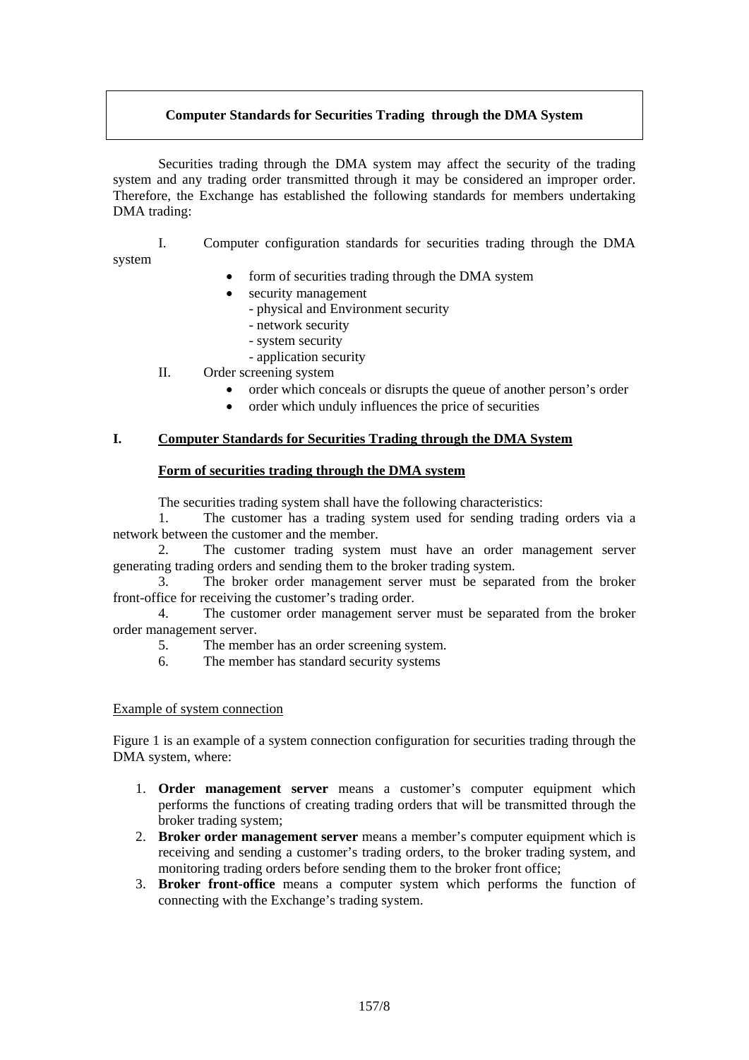**Computer Standards for Securities Trading through the DMA System**

Securities trading through the DMA system may affect the security of the trading system and any trading order transmitted through it may be considered an improper order. Therefore, the Exchange has established the following standards for members undertaking DMA trading:

I. Computer configuration standards for securities trading through the DMA system

- form of securities trading through the DMA system
- security management
  - physical and Environment security
  - network security
  - system security
  - application security

II. Order screening system

- order which conceals or disrupts the queue of another person's order
- order which unduly influences the price of securities

## I. Computer Standards for Securities Trading through the DMA System

### Form of securities trading through the DMA system

The securities trading system shall have the following characteristics:

1. The customer has a trading system used for sending trading orders via a network between the customer and the member.
2. The customer trading system must have an order management server generating trading orders and sending them to the broker trading system.
3. The broker order management server must be separated from the broker front-office for receiving the customer's trading order.
4. The customer order management server must be separated from the broker order management server.
5. The member has an order screening system.
6. The member has standard security systems

Example of system connection

Figure 1 is an example of a system connection configuration for securities trading through the DMA system, where:

1. **Order management server** means a customer's computer equipment which performs the functions of creating trading orders that will be transmitted through the broker trading system;
2. **Broker order management server** means a member's computer equipment which is receiving and sending a customer's trading orders, to the broker trading system, and monitoring trading orders before sending them to the broker front office;
3. **Broker front-office** means a computer system which performs the function of connecting with the Exchange's trading system.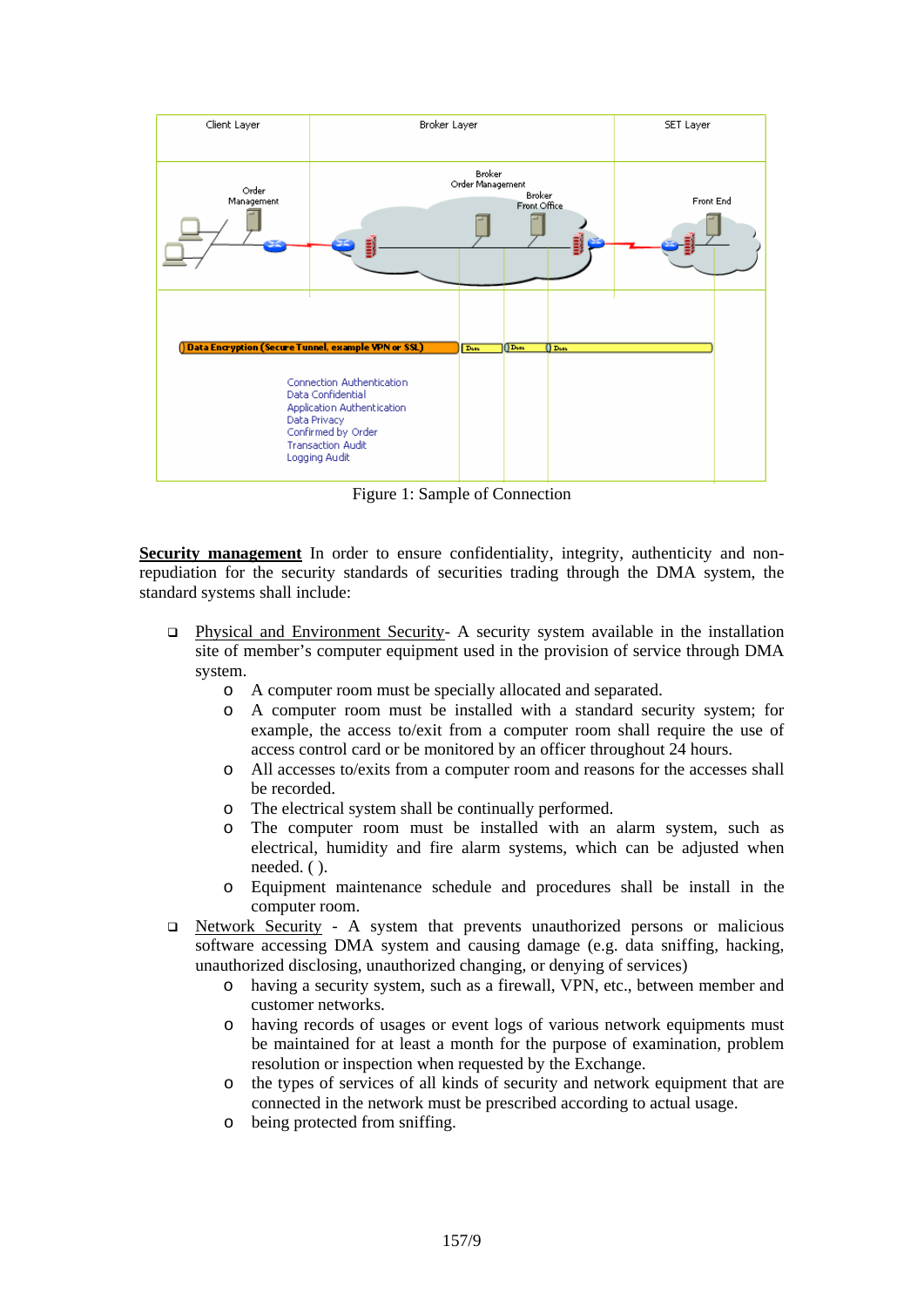Client Layer | Broker Layer | SET Layer

Order Management | Broker Order Management | Broker Front Office | Front End

Data Encryption (Secure Tunnel, example VPN or SSL) | Data | Data | Data

Connection Authentication
Data Confidential
Application Authentication
Data Privacy
Confirmed by Order
Transaction Audit
Logging Audit

Figure 1: Sample of Connection

**Security management** In order to ensure confidentiality, integrity, authenticity and non-repudiation for the security standards of securities trading through the DMA system, the standard systems shall include:

- Physical and Environment Security- A security system available in the installation site of member's computer equipment used in the provision of service through DMA system.
  - A computer room must be specially allocated and separated.
  - A computer room must be installed with a standard security system; for example, the access to/exit from a computer room shall require the use of access control card or be monitored by an officer throughout 24 hours.
  - All accesses to/exits from a computer room and reasons for the accesses shall be recorded.
  - The electrical system shall be continually performed.
  - The computer room must be installed with an alarm system, such as electrical, humidity and fire alarm systems, which can be adjusted when needed. ( ).
  - Equipment maintenance schedule and procedures shall be install in the computer room.
- Network Security - A system that prevents unauthorized persons or malicious software accessing DMA system and causing damage (e.g. data sniffing, hacking, unauthorized disclosing, unauthorized changing, or denying of services)
  - having a security system, such as a firewall, VPN, etc., between member and customer networks.
  - having records of usages or event logs of various network equipments must be maintained for at least a month for the purpose of examination, problem resolution or inspection when requested by the Exchange.
  - the types of services of all kinds of security and network equipment that are connected in the network must be prescribed according to actual usage.
  - being protected from sniffing.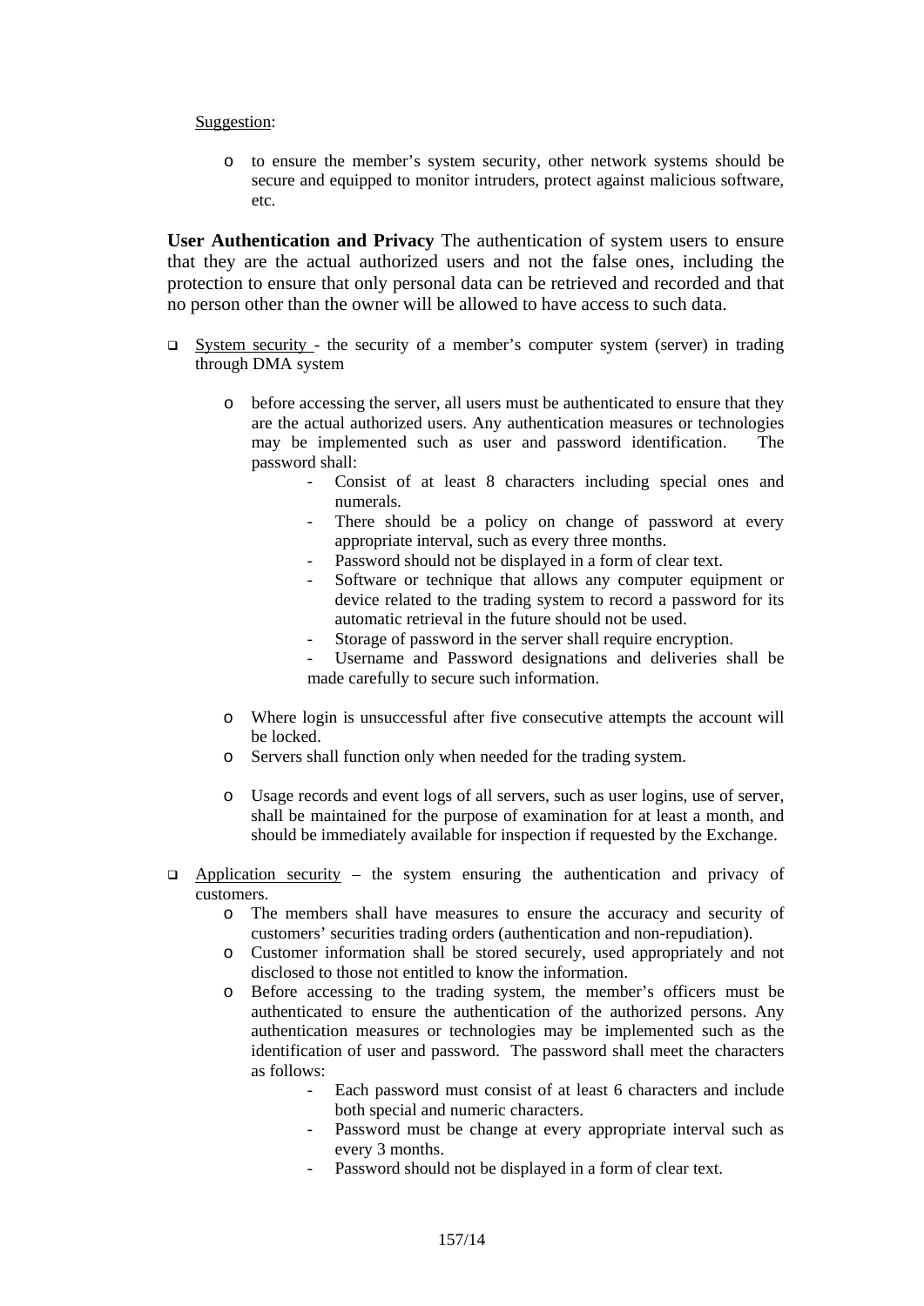<u>Suggestion</u>:

- to ensure the member's system security, other network systems should be secure and equipped to monitor intruders, protect against malicious software, etc.

**User Authentication and Privacy** The authentication of system users to ensure that they are the actual authorized users and not the false ones, including the protection to ensure that only personal data can be retrieved and recorded and that no person other than the owner will be allowed to have access to such data.

- <u>System security</u> - the security of a member's computer system (server) in trading through DMA system
  - before accessing the server, all users must be authenticated to ensure that they are the actual authorized users. Any authentication measures or technologies may be implemented such as user and password identification. The password shall:
    - Consist of at least 8 characters including special ones and numerals.
    - There should be a policy on change of password at every appropriate interval, such as every three months.
    - Password should not be displayed in a form of clear text.
    - Software or technique that allows any computer equipment or device related to the trading system to record a password for its automatic retrieval in the future should not be used.
    - Storage of password in the server shall require encryption.
    - Username and Password designations and deliveries shall be made carefully to secure such information.
  - Where login is unsuccessful after five consecutive attempts the account will be locked.
  - Servers shall function only when needed for the trading system.
  - Usage records and event logs of all servers, such as user logins, use of server, shall be maintained for the purpose of examination for at least a month, and should be immediately available for inspection if requested by the Exchange.
- <u>Application security</u> – the system ensuring the authentication and privacy of customers.
  - The members shall have measures to ensure the accuracy and security of customers' securities trading orders (authentication and non-repudiation).
  - Customer information shall be stored securely, used appropriately and not disclosed to those not entitled to know the information.
  - Before accessing to the trading system, the member's officers must be authenticated to ensure the authentication of the authorized persons. Any authentication measures or technologies may be implemented such as the identification of user and password. The password shall meet the characters as follows:
    - Each password must consist of at least 6 characters and include both special and numeric characters.
    - Password must be change at every appropriate interval such as every 3 months.
    - Password should not be displayed in a form of clear text.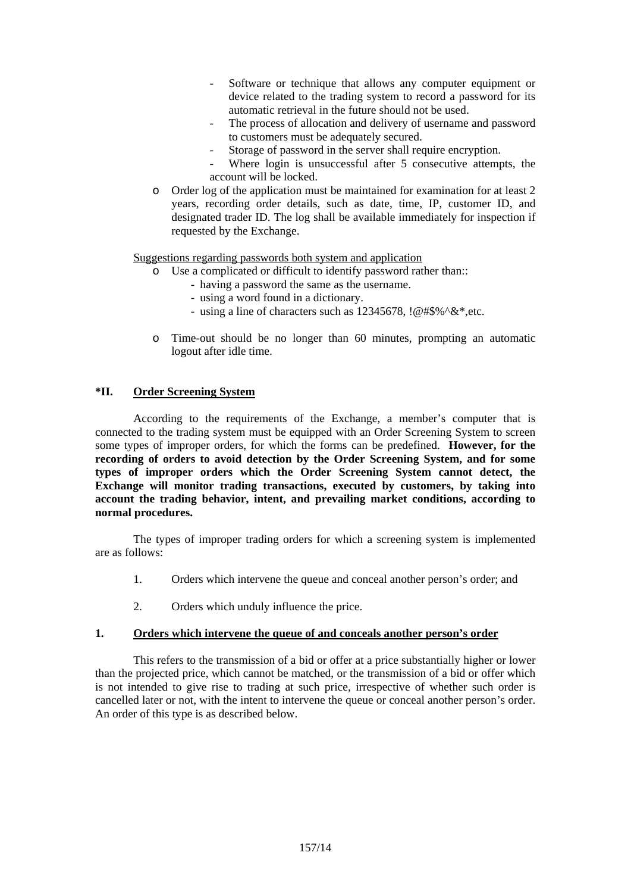- Software or technique that allows any computer equipment or device related to the trading system to record a password for its automatic retrieval in the future should not be used.
  - The process of allocation and delivery of username and password to customers must be adequately secured.
  - Storage of password in the server shall require encryption.
  - Where login is unsuccessful after 5 consecutive attempts, the account will be locked.
- Order log of the application must be maintained for examination for at least 2 years, recording order details, such as date, time, IP, customer ID, and designated trader ID. The log shall be available immediately for inspection if requested by the Exchange.

<u>Suggestions regarding passwords both system and application</u>

- Use a complicated or difficult to identify password rather than::
  - having a password the same as the username.
  - using a word found in a dictionary.
  - using a line of characters such as 12345678, !@#$%^&*,etc.
- Time-out should be no longer than 60 minutes, prompting an automatic logout after idle time.

## *II. Order Screening System

According to the requirements of the Exchange, a member's computer that is connected to the trading system must be equipped with an Order Screening System to screen some types of improper orders, for which the forms can be predefined. **However, for the recording of orders to avoid detection by the Order Screening System, and for some types of improper orders which the Order Screening System cannot detect, the Exchange will monitor trading transactions, executed by customers, by taking into account the trading behavior, intent, and prevailing market conditions, according to normal procedures.**

The types of improper trading orders for which a screening system is implemented are as follows:

1. Orders which intervene the queue and conceal another person's order; and
2. Orders which unduly influence the price.

### 1. Orders which intervene the queue of and conceals another person's order

This refers to the transmission of a bid or offer at a price substantially higher or lower than the projected price, which cannot be matched, or the transmission of a bid or offer which is not intended to give rise to trading at such price, irrespective of whether such order is cancelled later or not, with the intent to intervene the queue or conceal another person's order. An order of this type is as described below.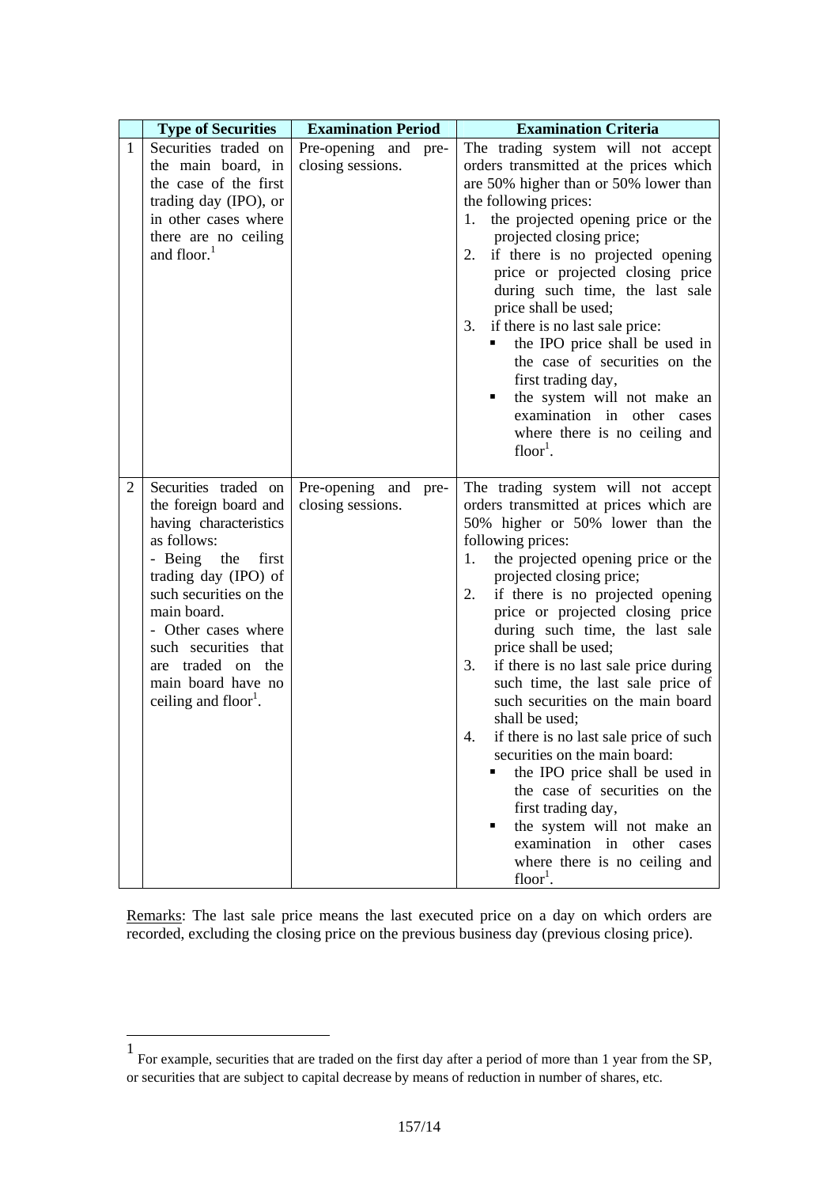| | Type of Securities | Examination Period | Examination Criteria |
|---|---|---|---|
| 1 | Securities traded on the main board, in the case of the first trading day (IPO), or in other cases where there are no ceiling and floor.[1] | Pre-opening and pre-closing sessions. | The trading system will not accept orders transmitted at the prices which are 50% higher than or 50% lower than the following prices:<br>1. the projected opening price or the projected closing price;<br>2. if there is no projected opening price or projected closing price during such time, the last sale price shall be used;<br>3. if there is no last sale price:<br>▪ the IPO price shall be used in the case of securities on the first trading day,<br>▪ the system will not make an examination in other cases where there is no ceiling and floor[1]. |
| 2 | Securities traded on the foreign board and having characteristics as follows:<br>- Being the first trading day (IPO) of such securities on the main board.<br>- Other cases where such securities that are traded on the main board have no ceiling and floor[1]. | Pre-opening and pre-closing sessions. | The trading system will not accept orders transmitted at prices which are 50% higher or 50% lower than the following prices:<br>1. the projected opening price or the projected closing price;<br>2. if there is no projected opening price or projected closing price during such time, the last sale price shall be used;<br>3. if there is no last sale price during such time, the last sale price of such securities on the main board shall be used;<br>4. if there is no last sale price of such securities on the main board:<br>▪ the IPO price shall be used in the case of securities on the first trading day,<br>▪ the system will not make an examination in other cases where there is no ceiling and floor[1]. |

Remarks: The last sale price means the last executed price on a day on which orders are recorded, excluding the closing price on the previous business day (previous closing price).

[1] For example, securities that are traded on the first day after a period of more than 1 year from the SP, or securities that are subject to capital decrease by means of reduction in number of shares, etc.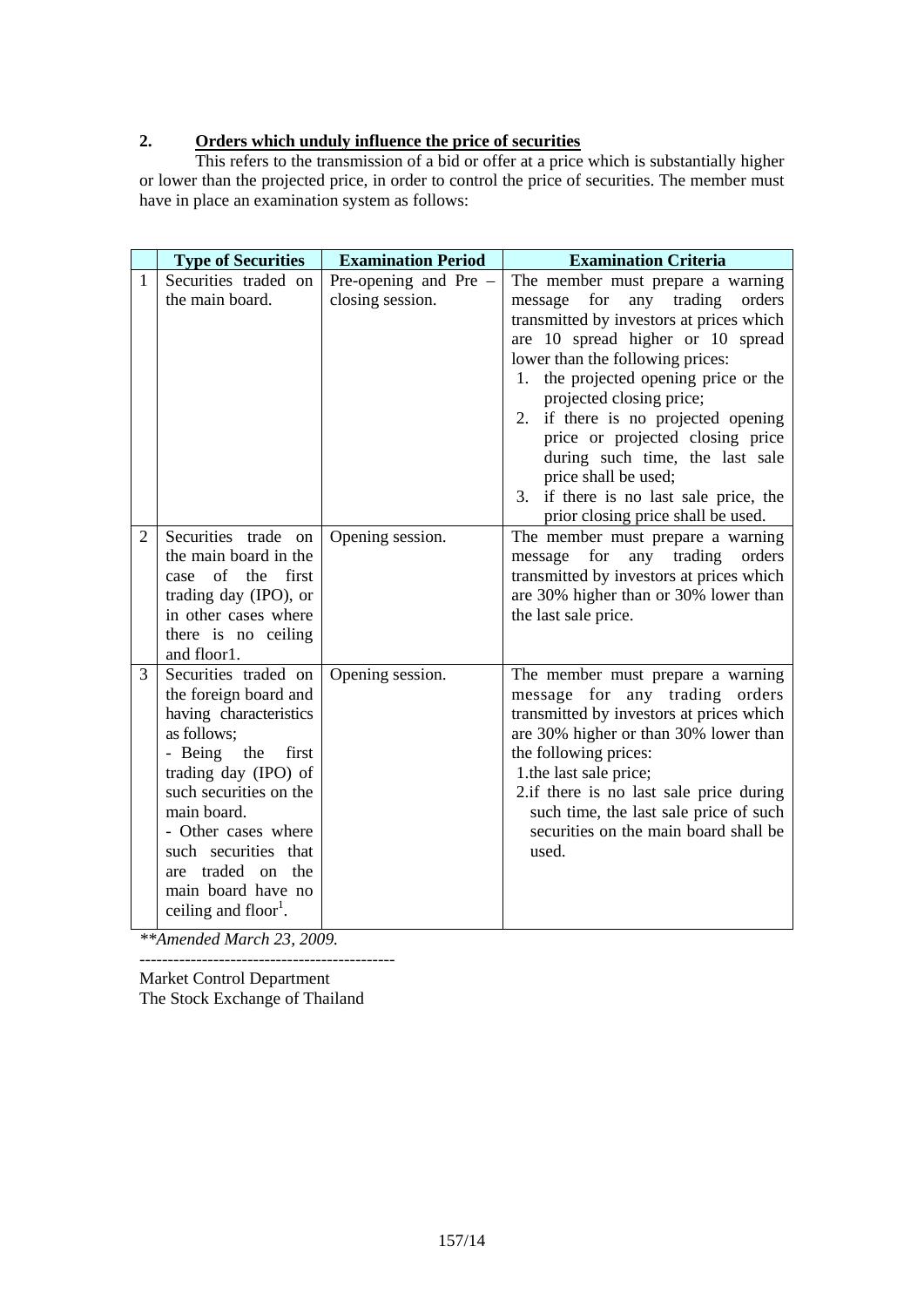**2. Orders which unduly influence the price of securities**

This refers to the transmission of a bid or offer at a price which is substantially higher or lower than the projected price, in order to control the price of securities. The member must have in place an examination system as follows:

| | Type of Securities | Examination Period | Examination Criteria |
|---|---|---|---|
| 1 | Securities traded on the main board. | Pre-opening and Pre – closing session. | The member must prepare a warning message for any trading orders transmitted by investors at prices which are 10 spread higher or 10 spread lower than the following prices:<br>1. the projected opening price or the projected closing price;<br>2. if there is no projected opening price or projected closing price during such time, the last sale price shall be used;<br>3. if there is no last sale price, the prior closing price shall be used. |
| 2 | Securities trade on the main board in the case of the first trading day (IPO), or in other cases where there is no ceiling and floor1. | Opening session. | The member must prepare a warning message for any trading orders transmitted by investors at prices which are 30% higher than or 30% lower than the last sale price. |
| 3 | Securities traded on the foreign board and having characteristics as follows;<br>- Being the first trading day (IPO) of such securities on the main board.<br>- Other cases where such securities that are traded on the main board have no ceiling and floor[1]. | Opening session. | The member must prepare a warning message for any trading orders transmitted by investors at prices which are 30% higher or than 30% lower than the following prices:<br>1.the last sale price;<br>2.if there is no last sale price during such time, the last sale price of such securities on the main board shall be used. |

*\*\*Amended March 23, 2009.*

---------------------------------------------

Market Control Department
The Stock Exchange of Thailand